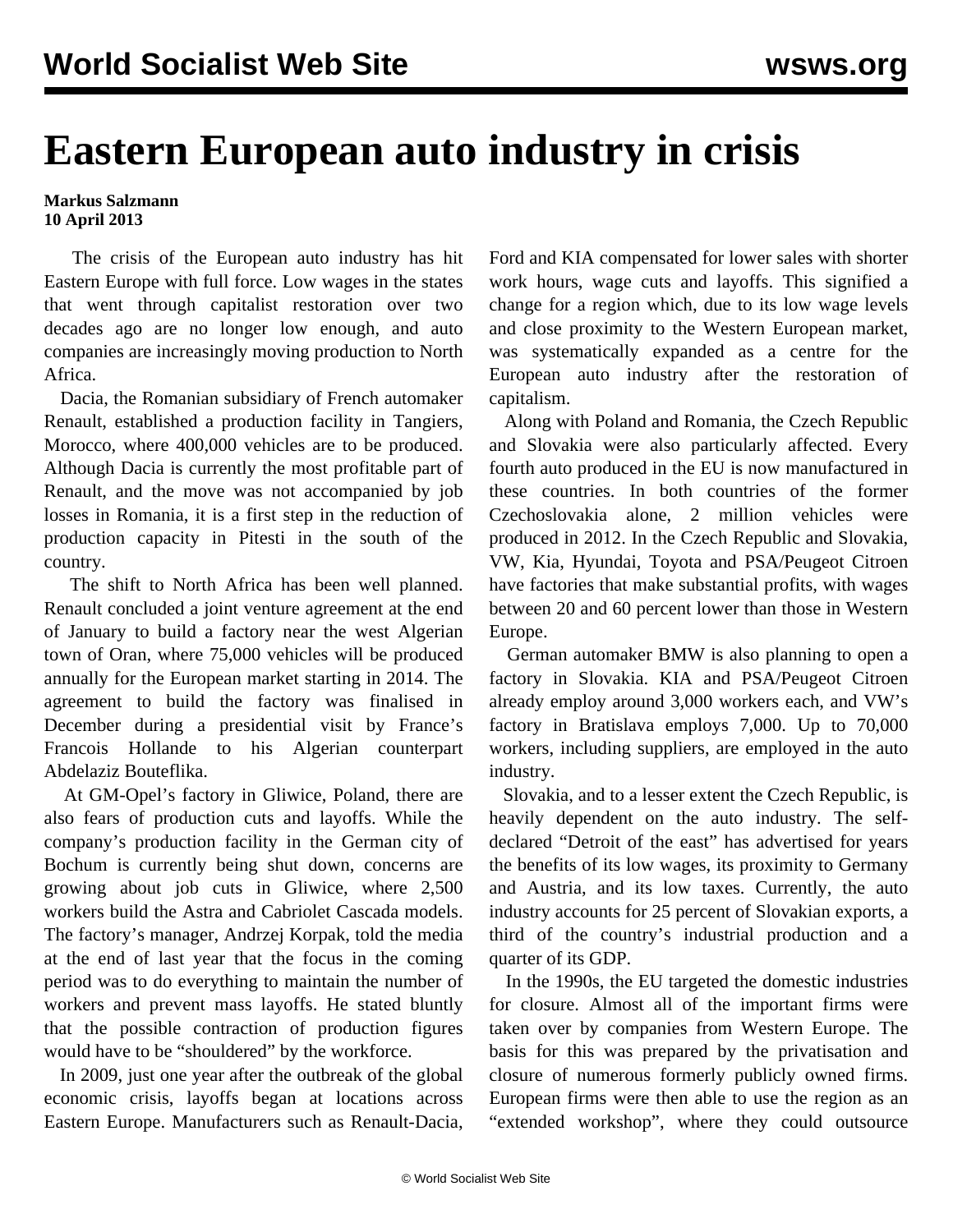# Eastern European auto industry in crisis

**Markus Salzmann**
**10 April 2013**

The crisis of the European auto industry has hit Eastern Europe with full force. Low wages in the states that went through capitalist restoration over two decades ago are no longer low enough, and auto companies are increasingly moving production to North Africa.

Dacia, the Romanian subsidiary of French automaker Renault, established a production facility in Tangiers, Morocco, where 400,000 vehicles are to be produced. Although Dacia is currently the most profitable part of Renault, and the move was not accompanied by job losses in Romania, it is a first step in the reduction of production capacity in Pitesti in the south of the country.

The shift to North Africa has been well planned. Renault concluded a joint venture agreement at the end of January to build a factory near the west Algerian town of Oran, where 75,000 vehicles will be produced annually for the European market starting in 2014. The agreement to build the factory was finalised in December during a presidential visit by France's Francois Hollande to his Algerian counterpart Abdelaziz Bouteflika.

At GM-Opel's factory in Gliwice, Poland, there are also fears of production cuts and layoffs. While the company's production facility in the German city of Bochum is currently being shut down, concerns are growing about job cuts in Gliwice, where 2,500 workers build the Astra and Cabriolet Cascada models. The factory's manager, Andrzej Korpak, told the media at the end of last year that the focus in the coming period was to do everything to maintain the number of workers and prevent mass layoffs. He stated bluntly that the possible contraction of production figures would have to be "shouldered" by the workforce.

In 2009, just one year after the outbreak of the global economic crisis, layoffs began at locations across Eastern Europe. Manufacturers such as Renault-Dacia, Ford and KIA compensated for lower sales with shorter work hours, wage cuts and layoffs. This signified a change for a region which, due to its low wage levels and close proximity to the Western European market, was systematically expanded as a centre for the European auto industry after the restoration of capitalism.

Along with Poland and Romania, the Czech Republic and Slovakia were also particularly affected. Every fourth auto produced in the EU is now manufactured in these countries. In both countries of the former Czechoslovakia alone, 2 million vehicles were produced in 2012. In the Czech Republic and Slovakia, VW, Kia, Hyundai, Toyota and PSA/Peugeot Citroen have factories that make substantial profits, with wages between 20 and 60 percent lower than those in Western Europe.

German automaker BMW is also planning to open a factory in Slovakia. KIA and PSA/Peugeot Citroen already employ around 3,000 workers each, and VW's factory in Bratislava employs 7,000. Up to 70,000 workers, including suppliers, are employed in the auto industry.

Slovakia, and to a lesser extent the Czech Republic, is heavily dependent on the auto industry. The self-declared "Detroit of the east" has advertised for years the benefits of its low wages, its proximity to Germany and Austria, and its low taxes. Currently, the auto industry accounts for 25 percent of Slovakian exports, a third of the country's industrial production and a quarter of its GDP.

In the 1990s, the EU targeted the domestic industries for closure. Almost all of the important firms were taken over by companies from Western Europe. The basis for this was prepared by the privatisation and closure of numerous formerly publicly owned firms. European firms were then able to use the region as an "extended workshop", where they could outsource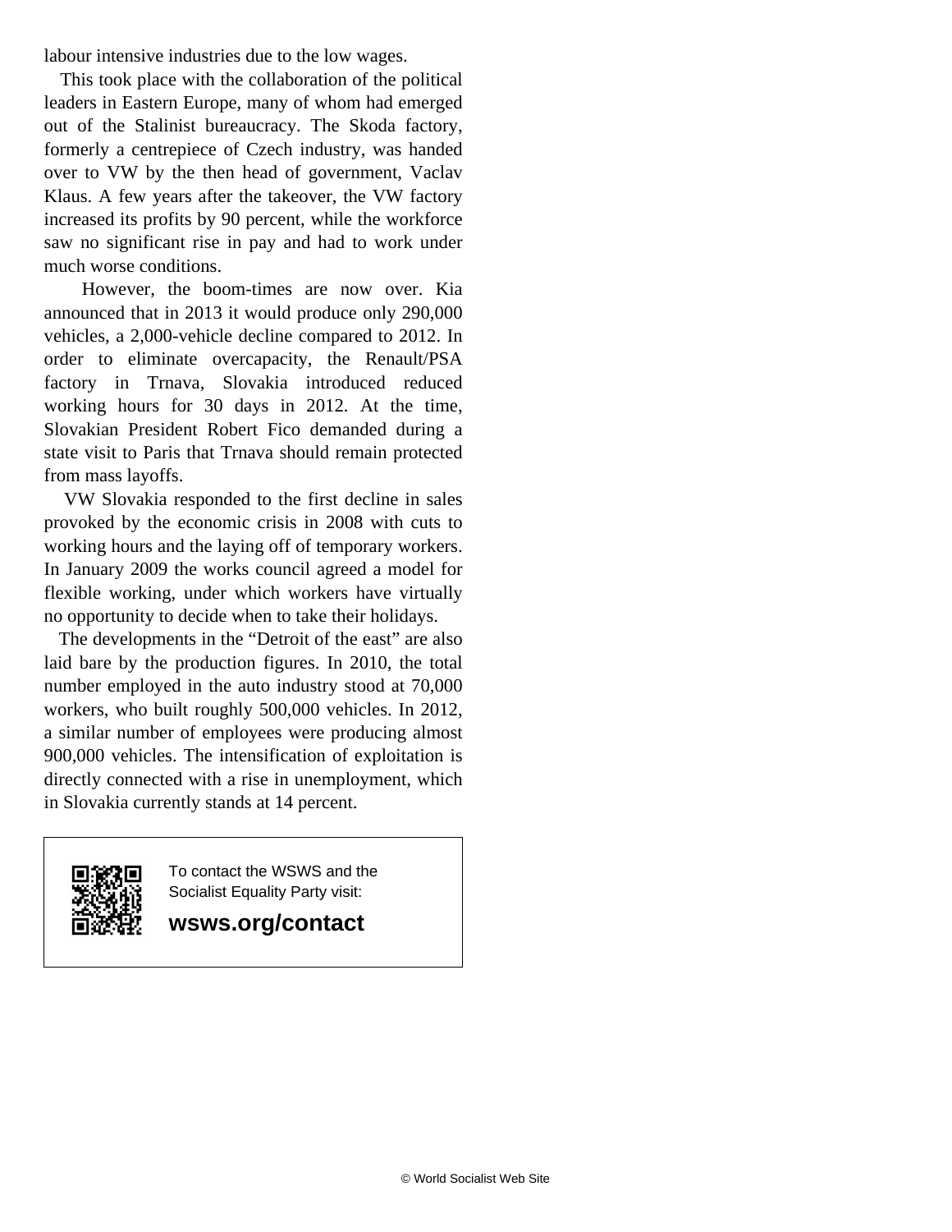labour intensive industries due to the low wages.

This took place with the collaboration of the political leaders in Eastern Europe, many of whom had emerged out of the Stalinist bureaucracy. The Skoda factory, formerly a centrepiece of Czech industry, was handed over to VW by the then head of government, Vaclav Klaus. A few years after the takeover, the VW factory increased its profits by 90 percent, while the workforce saw no significant rise in pay and had to work under much worse conditions.

However, the boom-times are now over. Kia announced that in 2013 it would produce only 290,000 vehicles, a 2,000-vehicle decline compared to 2012. In order to eliminate overcapacity, the Renault/PSA factory in Trnava, Slovakia introduced reduced working hours for 30 days in 2012. At the time, Slovakian President Robert Fico demanded during a state visit to Paris that Trnava should remain protected from mass layoffs.

VW Slovakia responded to the first decline in sales provoked by the economic crisis in 2008 with cuts to working hours and the laying off of temporary workers. In January 2009 the works council agreed a model for flexible working, under which workers have virtually no opportunity to decide when to take their holidays.

The developments in the "Detroit of the east" are also laid bare by the production figures. In 2010, the total number employed in the auto industry stood at 70,000 workers, who built roughly 500,000 vehicles. In 2012, a similar number of employees were producing almost 900,000 vehicles. The intensification of exploitation is directly connected with a rise in unemployment, which in Slovakia currently stands at 14 percent.

To contact the WSWS and the Socialist Equality Party visit:

**wsws.org/contact**